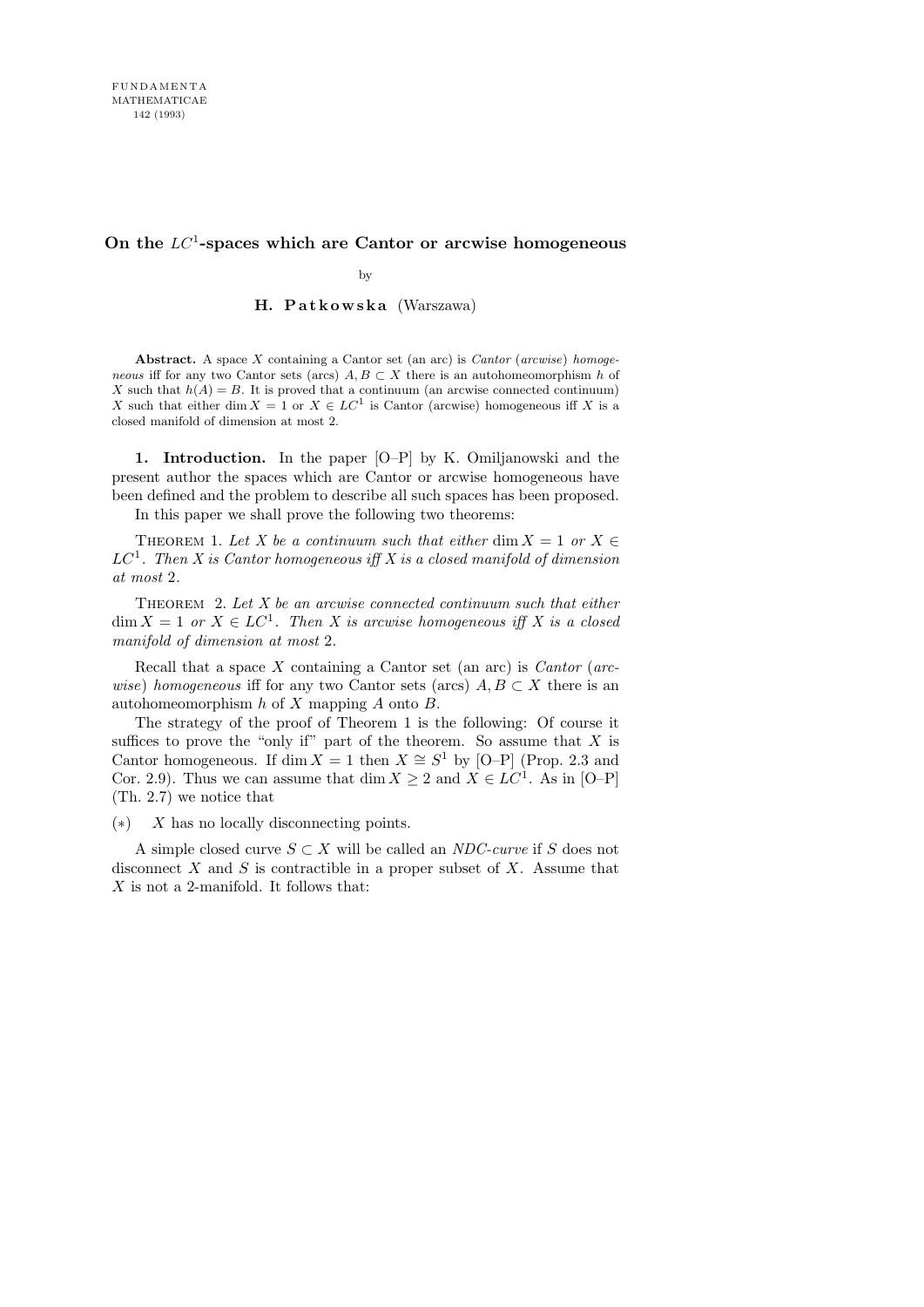# On the $LC^1$-spaces which are Cantor or arcwise homogeneous

by

**H. Patkowska** (Warszawa)

**Abstract.** A space $X$ containing a Cantor set (an arc) is *Cantor* (*arcwise*) *homogeneous* iff for any two Cantor sets (arcs) $A, B \subset X$ there is an autohomeomorphism $h$ of $X$ such that $h(A) = B$. It is proved that a continuum (an arcwise connected continuum) $X$ such that either $\dim X = 1$ or $X \in LC^1$ is Cantor (arcwise) homogeneous iff $X$ is a closed manifold of dimension at most 2.

**1. Introduction.** In the paper [O–P] by K. Omiljanowski and the present author the spaces which are Cantor or arcwise homogeneous have been defined and the problem to describe all such spaces has been proposed.

In this paper we shall prove the following two theorems:

Theorem 1. *Let $X$ be a continuum such that either* $\dim X = 1$ *or* $X \in LC^1$. *Then $X$ is Cantor homogeneous iff $X$ is a closed manifold of dimension at most* 2.

Theorem 2. *Let $X$ be an arcwise connected continuum such that either* $\dim X = 1$ *or* $X \in LC^1$. *Then $X$ is arcwise homogeneous iff $X$ is a closed manifold of dimension at most* 2.

Recall that a space $X$ containing a Cantor set (an arc) is *Cantor* (*arcwise*) *homogeneous* iff for any two Cantor sets (arcs) $A, B \subset X$ there is an autohomeomorphism $h$ of $X$ mapping $A$ onto $B$.

The strategy of the proof of Theorem 1 is the following: Of course it suffices to prove the "only if" part of the theorem. So assume that $X$ is Cantor homogeneous. If $\dim X = 1$ then $X \cong S^1$ by [O–P] (Prop. 2.3 and Cor. 2.9). Thus we can assume that $\dim X \geq 2$ and $X \in LC^1$. As in [O–P] (Th. 2.7) we notice that

(∗) $X$ has no locally disconnecting points.

A simple closed curve $S \subset X$ will be called an *NDC-curve* if $S$ does not disconnect $X$ and $S$ is contractible in a proper subset of $X$. Assume that $X$ is not a 2-manifold. It follows that: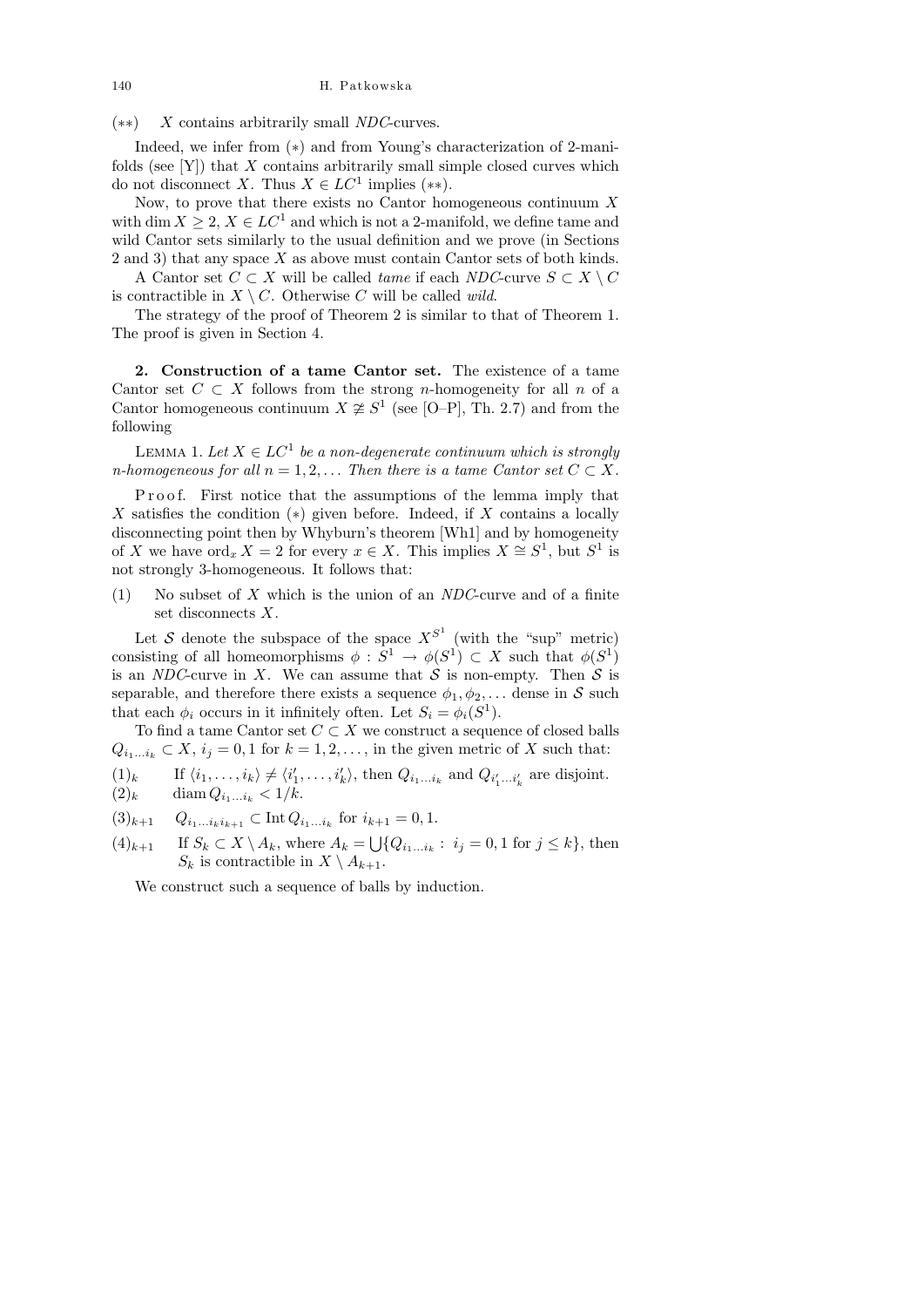(∗∗) $X$ contains arbitrarily small *NDC*-curves.

Indeed, we infer from (∗) and from Young's characterization of 2-manifolds (see [Y]) that $X$ contains arbitrarily small simple closed curves which do not disconnect $X$. Thus $X \in LC^1$ implies (∗∗).

Now, to prove that there exists no Cantor homogeneous continuum $X$ with $\dim X \geq 2$, $X \in LC^1$ and which is not a 2-manifold, we define tame and wild Cantor sets similarly to the usual definition and we prove (in Sections 2 and 3) that any space $X$ as above must contain Cantor sets of both kinds.

A Cantor set $C \subset X$ will be called *tame* if each *NDC*-curve $S \subset X \setminus C$ is contractible in $X \setminus C$. Otherwise $C$ will be called *wild*.

The strategy of the proof of Theorem 2 is similar to that of Theorem 1. The proof is given in Section 4.

## 2. Construction of a tame Cantor set.

The existence of a tame Cantor set $C \subset X$ follows from the strong $n$-homogeneity for all $n$ of a Cantor homogeneous continuum $X \not\cong S^1$ (see [O–P], Th. 2.7) and from the following

LEMMA 1. *Let $X \in LC^1$ be a non-degenerate continuum which is strongly $n$-homogeneous for all $n = 1, 2, \ldots$ Then there is a tame Cantor set $C \subset X$.*

Proof. First notice that the assumptions of the lemma imply that $X$ satisfies the condition (∗) given before. Indeed, if $X$ contains a locally disconnecting point then by Whyburn's theorem [Wh1] and by homogeneity of $X$ we have $\operatorname{ord}_x X = 2$ for every $x \in X$. This implies $X \cong S^1$, but $S^1$ is not strongly 3-homogeneous. It follows that:

(1) No subset of $X$ which is the union of an *NDC*-curve and of a finite set disconnect $X$.

Let $\mathcal{S}$ denote the subspace of the space $X^{S^1}$ (with the "sup" metric) consisting of all homeomorphisms $\phi : S^1 \to \phi(S^1) \subset X$ such that $\phi(S^1)$ is an *NDC*-curve in $X$. We can assume that $\mathcal{S}$ is non-empty. Then $\mathcal{S}$ is separable, and therefore there exists a sequence $\phi_1, \phi_2, \ldots$ dense in $\mathcal{S}$ such that each $\phi_i$ occurs in it infinitely often. Let $S_i = \phi_i(S^1)$.

To find a tame Cantor set $C \subset X$ we construct a sequence of closed balls $Q_{i_1 \ldots i_k} \subset X$, $i_j = 0, 1$ for $k = 1, 2, \ldots$, in the given metric of $X$ such that:

$(1)_k$ If $\langle i_1, \ldots, i_k \rangle \neq \langle i'_1, \ldots, i'_k \rangle$, then $Q_{i_1 \ldots i_k}$ and $Q_{i'_1 \ldots i'_k}$ are disjoint.

$(2)_k$ $\operatorname{diam} Q_{i_1 \ldots i_k} < 1/k$.

$(3)_{k+1}$ $Q_{i_1 \ldots i_k i_{k+1}} \subset \operatorname{Int} Q_{i_1 \ldots i_k}$ for $i_{k+1} = 0, 1$.

$(4)_{k+1}$ If $S_k \subset X \setminus A_k$, where $A_k = \bigcup \{Q_{i_1 \ldots i_k} : i_j = 0, 1 \text{ for } j \leq k\}$, then $S_k$ is contractible in $X \setminus A_{k+1}$.

We construct such a sequence of balls by induction.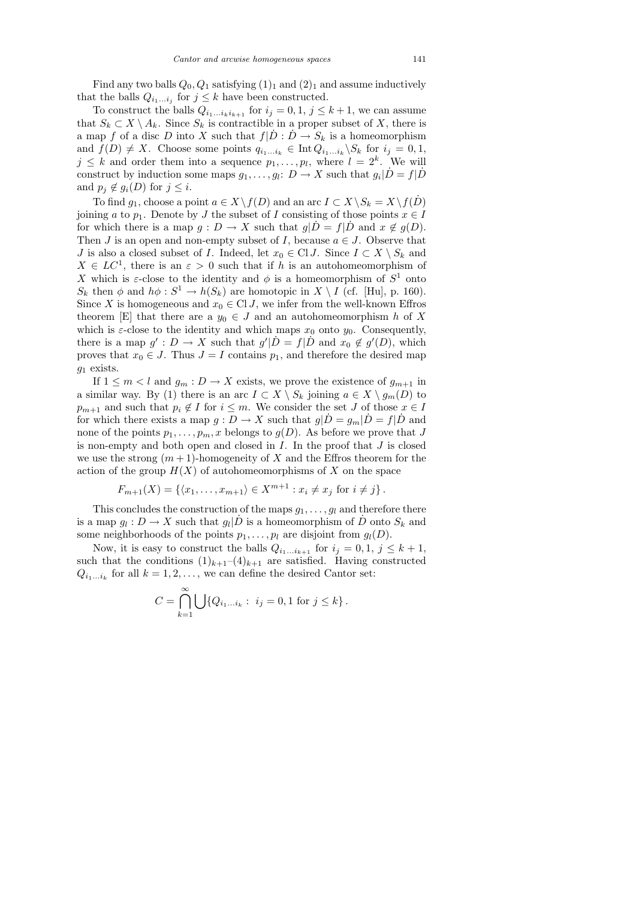Find any two balls $Q_0, Q_1$ satisfying $(1)_1$ and $(2)_1$ and assume inductively that the balls $Q_{i_1\ldots i_j}$ for $j \le k$ have been constructed.

To construct the balls $Q_{i_1\ldots i_k i_{k+1}}$ for $i_j = 0,1$, $j \le k+1$, we can assume that $S_k \subset X \setminus A_k$. Since $S_k$ is contractible in a proper subset of $X$, there is a map $f$ of a disc $D$ into $X$ such that $f|\dot{D} : \dot{D} \to S_k$ is a homeomorphism and $f(D) \ne X$. Choose some points $q_{i_1\ldots i_k} \in \operatorname{Int} Q_{i_1\ldots i_k} \setminus S_k$ for $i_j = 0,1$, $j \le k$ and order them into a sequence $p_1, \ldots, p_l$, where $l = 2^k$. We will construct by induction some maps $g_1, \ldots, g_l \colon D \to X$ such that $g_i|\dot{D} = f|\dot{D}$ and $p_j \notin g_i(D)$ for $j \le i$.

To find $g_1$, choose a point $a \in X \setminus f(D)$ and an arc $I \subset X \setminus S_k = X \setminus f(\dot{D})$ joining $a$ to $p_1$. Denote by $J$ the subset of $I$ consisting of those points $x \in I$ for which there is a map $g : D \to X$ such that $g|\dot{D} = f|\dot{D}$ and $x \notin g(D)$. Then $J$ is an open and non-empty subset of $I$, because $a \in J$. Observe that $J$ is also a closed subset of $I$. Indeed, let $x_0 \in \operatorname{Cl} J$. Since $I \subset X \setminus S_k$ and $X \in LC^1$, there is an $\varepsilon > 0$ such that if $h$ is an autohomeomorphism of $X$ which is $\varepsilon$-close to the identity and $\phi$ is a homeomorphism of $S^1$ onto $S_k$ then $\phi$ and $h\phi : S^1 \to h(S_k)$ are homotopic in $X \setminus I$ (cf. [Hu], p. 160). Since $X$ is homogeneous and $x_0 \in \operatorname{Cl} J$, we infer from the well-known Effros theorem [E] that there are a $y_0 \in J$ and an autohomeomorphism $h$ of $X$ which is $\varepsilon$-close to the identity and which maps $x_0$ onto $y_0$. Consequently, there is a map $g' : D \to X$ such that $g'|\dot{D} = f|\dot{D}$ and $x_0 \notin g'(D)$, which proves that $x_0 \in J$. Thus $J = I$ contains $p_1$, and therefore the desired map $g_1$ exists.

If $1 \le m < l$ and $g_m : D \to X$ exists, we prove the existence of $g_{m+1}$ in a similar way. By (1) there is an arc $I \subset X \setminus S_k$ joining $a \in X \setminus g_m(D)$ to $p_{m+1}$ and such that $p_i \notin I$ for $i \le m$. We consider the set $J$ of those $x \in I$ for which there exists a map $g : D \to X$ such that $g|\dot{D} = g_m|\dot{D} = f|\dot{D}$ and none of the points $p_1, \ldots, p_m, x$ belongs to $g(D)$. As before we prove that $J$ is non-empty and both open and closed in $I$. In the proof that $J$ is closed we use the strong $(m+1)$-homogeneity of $X$ and the Effros theorem for the action of the group $H(X)$ of autohomeomorphisms of $X$ on the space

$$F_{m+1}(X) = \{\langle x_1, \ldots, x_{m+1}\rangle \in X^{m+1} : x_i \ne x_j \text{ for } i \ne j\}.$$

This concludes the construction of the maps $g_1, \ldots, g_l$ and therefore there is a map $g_l : D \to X$ such that $g_l|\dot{D}$ is a homeomorphism of $\dot{D}$ onto $S_k$ and some neighborhoods of the points $p_1, \ldots, p_l$ are disjoint from $g_l(D)$.

Now, it is easy to construct the balls $Q_{i_1\ldots i_{k+1}}$ for $i_j = 0,1$, $j \le k+1$, such that the conditions $(1)_{k+1}$–$(4)_{k+1}$ are satisfied. Having constructed $Q_{i_1\ldots i_k}$ for all $k = 1, 2, \ldots$, we can define the desired Cantor set:

$$C = \bigcap_{k=1}^{\infty} \bigcup \{Q_{i_1\ldots i_k} : \ i_j = 0,1 \text{ for } j \le k\}.$$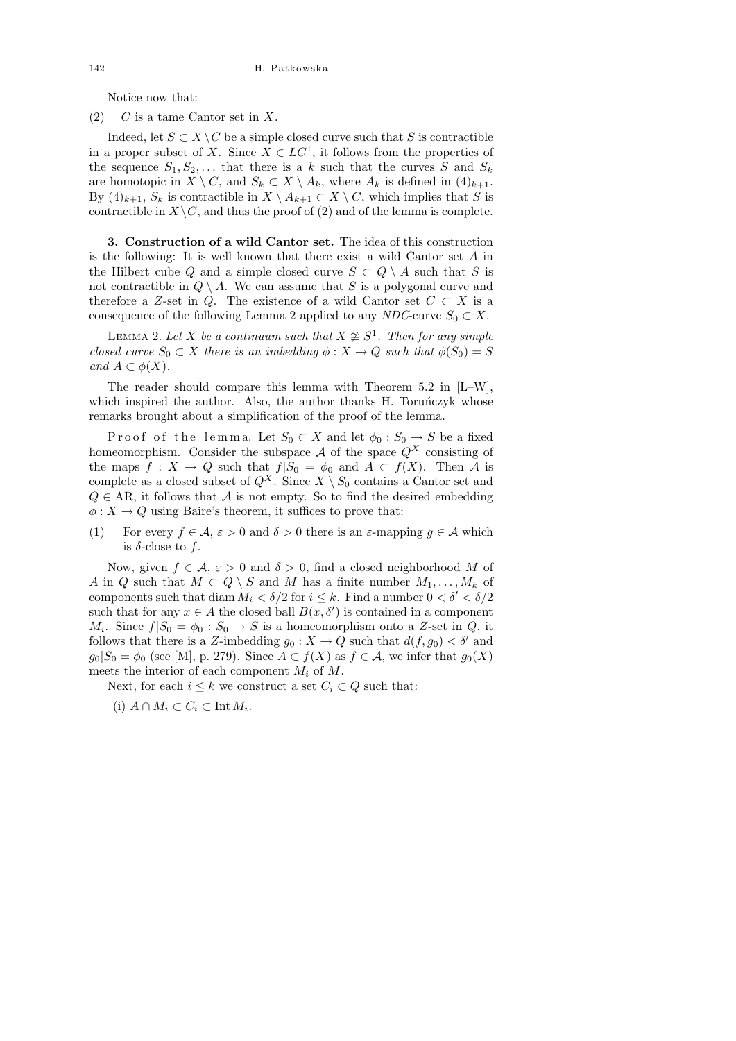Notice now that:

(2) $C$ is a tame Cantor set in $X$.

Indeed, let $S \subset X \setminus C$ be a simple closed curve such that $S$ is contractible in a proper subset of $X$. Since $X \in LC^1$, it follows from the properties of the sequence $S_1, S_2, \ldots$ that there is a $k$ such that the curves $S$ and $S_k$ are homotopic in $X \setminus C$, and $S_k \subset X \setminus A_k$, where $A_k$ is defined in $(4)_{k+1}$. By $(4)_{k+1}$, $S_k$ is contractible in $X \setminus A_{k+1} \subset X \setminus C$, which implies that $S$ is contractible in $X \setminus C$, and thus the proof of (2) and of the lemma is complete.

**3. Construction of a wild Cantor set.** The idea of this construction is the following: It is well known that there exist a wild Cantor set $A$ in the Hilbert cube $Q$ and a simple closed curve $S \subset Q \setminus A$ such that $S$ is not contractible in $Q \setminus A$. We can assume that $S$ is a polygonal curve and therefore a $Z$-set in $Q$. The existence of a wild Cantor set $C \subset X$ is a consequence of the following Lemma 2 applied to any *NDC*-curve $S_0 \subset X$.

LEMMA 2. *Let $X$ be a continuum such that $X \not\cong S^1$. Then for any simple closed curve $S_0 \subset X$ there is an imbedding $\phi : X \to Q$ such that $\phi(S_0) = S$ and $A \subset \phi(X)$.*

The reader should compare this lemma with Theorem 5.2 in [L–W], which inspired the author. Also, the author thanks H. Toruńczyk whose remarks brought about a simplification of the proof of the lemma.

Proof of the lemma. Let $S_0 \subset X$ and let $\phi_0 : S_0 \to S$ be a fixed homeomorphism. Consider the subspace $\mathcal{A}$ of the space $Q^X$ consisting of the maps $f : X \to Q$ such that $f|S_0 = \phi_0$ and $A \subset f(X)$. Then $\mathcal{A}$ is complete as a closed subset of $Q^X$. Since $X \setminus S_0$ contains a Cantor set and $Q \in \mathrm{AR}$, it follows that $\mathcal{A}$ is not empty. So to find the desired embedding $\phi : X \to Q$ using Baire's theorem, it suffices to prove that:

(1) For every $f \in \mathcal{A}$, $\varepsilon > 0$ and $\delta > 0$ there is an $\varepsilon$-mapping $g \in \mathcal{A}$ which is $\delta$-close to $f$.

Now, given $f \in \mathcal{A}$, $\varepsilon > 0$ and $\delta > 0$, find a closed neighborhood $M$ of $A$ in $Q$ such that $M \subset Q \setminus S$ and $M$ has a finite number $M_1, \ldots, M_k$ of components such that $\operatorname{diam} M_i < \delta/2$ for $i \le k$. Find a number $0 < \delta' < \delta/2$ such that for any $x \in A$ the closed ball $B(x, \delta')$ is contained in a component $M_i$. Since $f|S_0 = \phi_0 : S_0 \to S$ is a homeomorphism onto a $Z$-set in $Q$, it follows that there is a $Z$-imbedding $g_0 : X \to Q$ such that $d(f, g_0) < \delta'$ and $g_0|S_0 = \phi_0$ (see [M], p. 279). Since $A \subset f(X)$ as $f \in \mathcal{A}$, we infer that $g_0(X)$ meets the interior of each component $M_i$ of $M$.

Next, for each $i \le k$ we construct a set $C_i \subset Q$ such that:

(i) $A \cap M_i \subset C_i \subset \operatorname{Int} M_i$.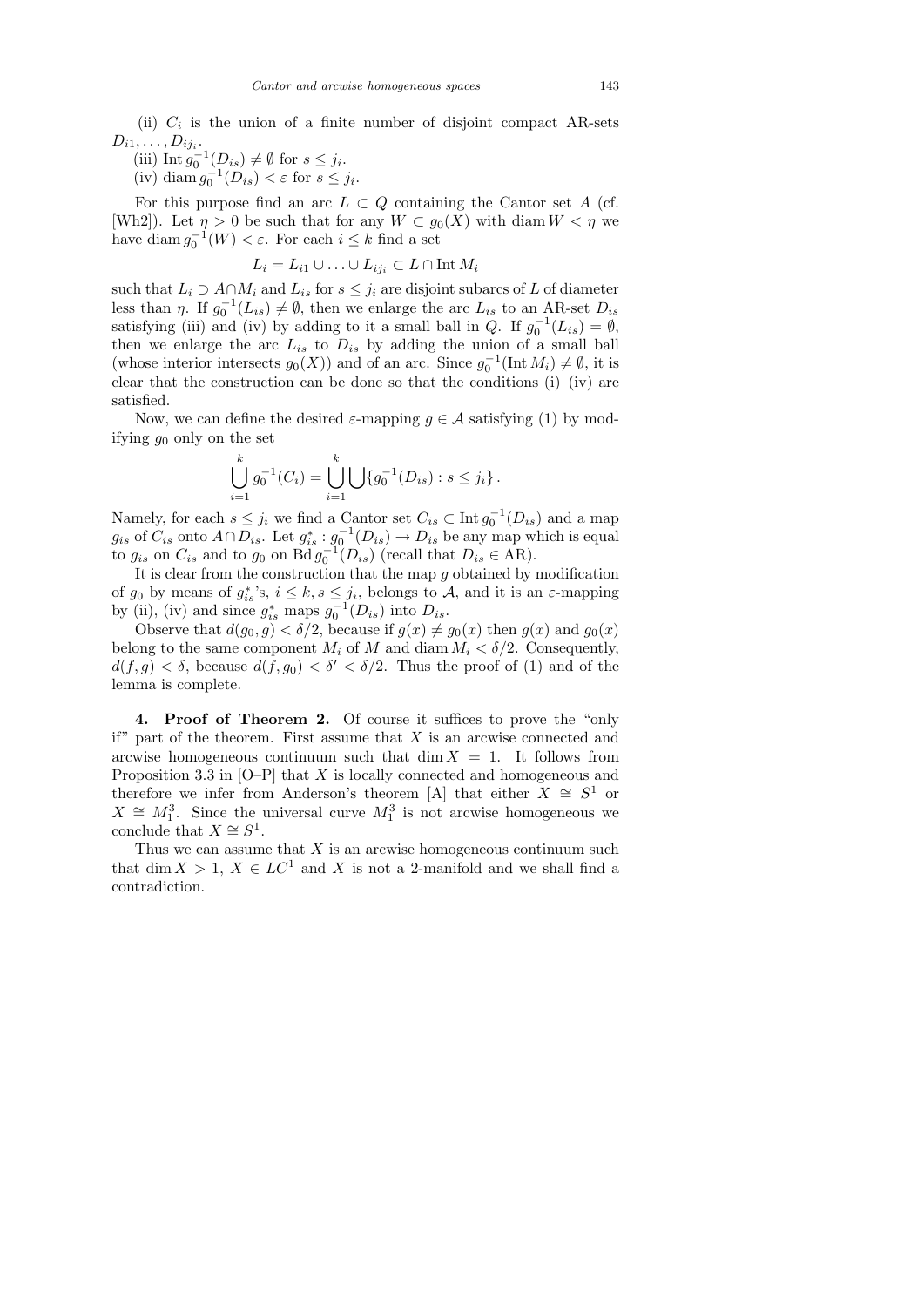(ii) $C_i$ is the union of a finite number of disjoint compact AR-sets $D_{i1}, \ldots, D_{ij_i}$.

(iii) $\operatorname{Int} g_0^{-1}(D_{is}) \neq \emptyset$ for $s \leq j_i$.

(iv) $\operatorname{diam} g_0^{-1}(D_{is}) < \varepsilon$ for $s \leq j_i$.

For this purpose find an arc $L \subset Q$ containing the Cantor set $A$ (cf. [Wh2]). Let $\eta > 0$ be such that for any $W \subset g_0(X)$ with $\operatorname{diam} W < \eta$ we have $\operatorname{diam} g_0^{-1}(W) < \varepsilon$. For each $i \leq k$ find a set

$$L_i = L_{i1} \cup \ldots \cup L_{ij_i} \subset L \cap \operatorname{Int} M_i$$

such that $L_i \supset A \cap M_i$ and $L_{is}$ for $s \leq j_i$ are disjoint subarcs of $L$ of diameter less than $\eta$. If $g_0^{-1}(L_{is}) \neq \emptyset$, then we enlarge the arc $L_{is}$ to an AR-set $D_{is}$ satisfying (iii) and (iv) by adding to it a small ball in $Q$. If $g_0^{-1}(L_{is}) = \emptyset$, then we enlarge the arc $L_{is}$ to $D_{is}$ by adding the union of a small ball (whose interior intersects $g_0(X)$) and of an arc. Since $g_0^{-1}(\operatorname{Int} M_i) \neq \emptyset$, it is clear that the construction can be done so that the conditions (i)–(iv) are satisfied.

Now, we can define the desired $\varepsilon$-mapping $g \in \mathcal{A}$ satisfying (1) by modifying $g_0$ only on the set

$$\bigcup_{i=1}^{k} g_0^{-1}(C_i) = \bigcup_{i=1}^{k} \bigcup \{ g_0^{-1}(D_{is}) : s \leq j_i \}.$$

Namely, for each $s \leq j_i$ we find a Cantor set $C_{is} \subset \operatorname{Int} g_0^{-1}(D_{is})$ and a map $g_{is}$ of $C_{is}$ onto $A \cap D_{is}$. Let $g_{is}^* : g_0^{-1}(D_{is}) \to D_{is}$ be any map which is equal to $g_{is}$ on $C_{is}$ and to $g_0$ on $\operatorname{Bd} g_0^{-1}(D_{is})$ (recall that $D_{is} \in \mathrm{AR}$).

It is clear from the construction that the map $g$ obtained by modification of $g_0$ by means of $g_{is}^*$'s, $i \leq k, s \leq j_i$, belongs to $\mathcal{A}$, and it is an $\varepsilon$-mapping by (ii), (iv) and since $g_{is}^*$ maps $g_0^{-1}(D_{is})$ into $D_{is}$.

Observe that $d(g_0, g) < \delta/2$, because if $g(x) \neq g_0(x)$ then $g(x)$ and $g_0(x)$ belong to the same component $M_i$ of $M$ and $\operatorname{diam} M_i < \delta/2$. Consequently, $d(f, g) < \delta$, because $d(f, g_0) < \delta' < \delta/2$. Thus the proof of (1) and of the lemma is complete.

**4. Proof of Theorem 2.** Of course it suffices to prove the "only if" part of the theorem. First assume that $X$ is an arcwise connected and arcwise homogeneous continuum such that $\dim X = 1$. It follows from Proposition 3.3 in [O–P] that $X$ is locally connected and homogeneous and therefore we infer from Anderson's theorem [A] that either $X \cong S^1$ or $X \cong M_1^3$. Since the universal curve $M_1^3$ is not arcwise homogeneous we conclude that $X \cong S^1$.

Thus we can assume that $X$ is an arcwise homogeneous continuum such that $\dim X > 1$, $X \in LC^1$ and $X$ is not a 2-manifold and we shall find a contradiction.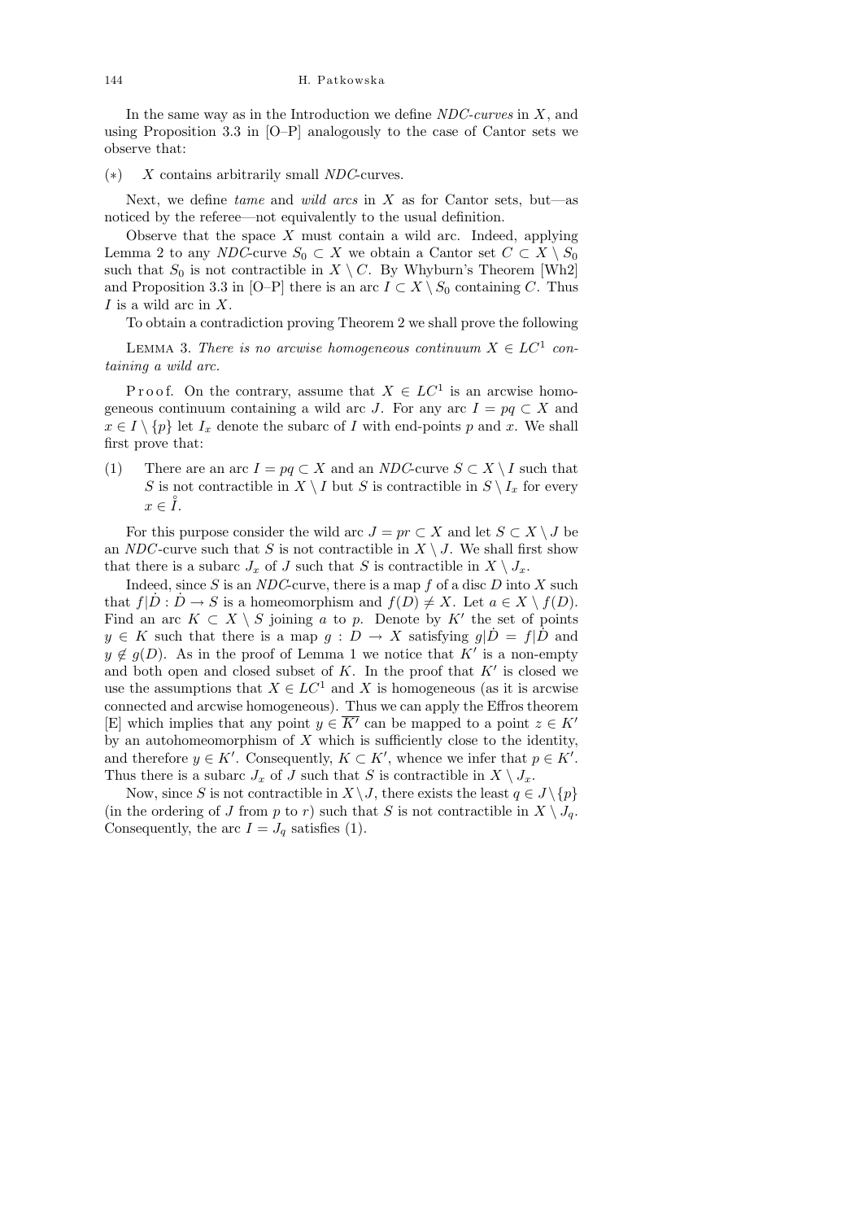In the same way as in the Introduction we define *NDC-curves* in $X$, and using Proposition 3.3 in [O–P] analogously to the case of Cantor sets we observe that:

(∗) $X$ contains arbitrarily small *NDC*-curves.

Next, we define *tame* and *wild arcs* in $X$ as for Cantor sets, but—as noticed by the referee—not equivalently to the usual definition.

Observe that the space $X$ must contain a wild arc. Indeed, applying Lemma 2 to any *NDC*-curve $S_0 \subset X$ we obtain a Cantor set $C \subset X \setminus S_0$ such that $S_0$ is not contractible in $X \setminus C$. By Whyburn's Theorem [Wh2] and Proposition 3.3 in [O–P] there is an arc $I \subset X \setminus S_0$ containing $C$. Thus $I$ is a wild arc in $X$.

To obtain a contradiction proving Theorem 2 we shall prove the following

Lemma 3. *There is no arcwise homogeneous continuum $X \in LC^1$ containing a wild arc.*

Proof. On the contrary, assume that $X \in LC^1$ is an arcwise homogeneous continuum containing a wild arc $J$. For any arc $I = pq \subset X$ and $x \in I \setminus \{p\}$ let $I_x$ denote the subarc of $I$ with end-points $p$ and $x$. We shall first prove that:

(1) There are an arc $I = pq \subset X$ and an *NDC*-curve $S \subset X \setminus I$ such that $S$ is not contractible in $X \setminus I$ but $S$ is contractible in $S \setminus I_x$ for every $x \in \mathring{I}$.

For this purpose consider the wild arc $J = pr \subset X$ and let $S \subset X \setminus J$ be an *NDC*-curve such that $S$ is not contractible in $X \setminus J$. We shall first show that there is a subarc $J_x$ of $J$ such that $S$ is contractible in $X \setminus J_x$.

Indeed, since $S$ is an *NDC*-curve, there is a map $f$ of a disc $D$ into $X$ such that $f|\dot{D} : \dot{D} \to S$ is a homeomorphism and $f(D) \neq X$. Let $a \in X \setminus f(D)$. Find an arc $K \subset X \setminus S$ joining $a$ to $p$. Denote by $K'$ the set of points $y \in K$ such that there is a map $g : D \to X$ satisfying $g|\dot{D} = f|\dot{D}$ and $y \notin g(D)$. As in the proof of Lemma 1 we notice that $K'$ is a non-empty and both open and closed subset of $K$. In the proof that $K'$ is closed we use the assumptions that $X \in LC^1$ and $X$ is homogeneous (as it is arcwise connected and arcwise homogeneous). Thus we can apply the Effros theorem [E] which implies that any point $y \in \overline{K'}$ can be mapped to a point $z \in K'$ by an autohomeomorphism of $X$ which is sufficiently close to the identity, and therefore $y \in K'$. Consequently, $K \subset K'$, whence we infer that $p \in K'$. Thus there is a subarc $J_x$ of $J$ such that $S$ is contractible in $X \setminus J_x$.

Now, since $S$ is not contractible in $X \setminus J$, there exists the least $q \in J \setminus \{p\}$ (in the ordering of $J$ from $p$ to $r$) such that $S$ is not contractible in $X \setminus J_q$. Consequently, the arc $I = J_q$ satisfies (1).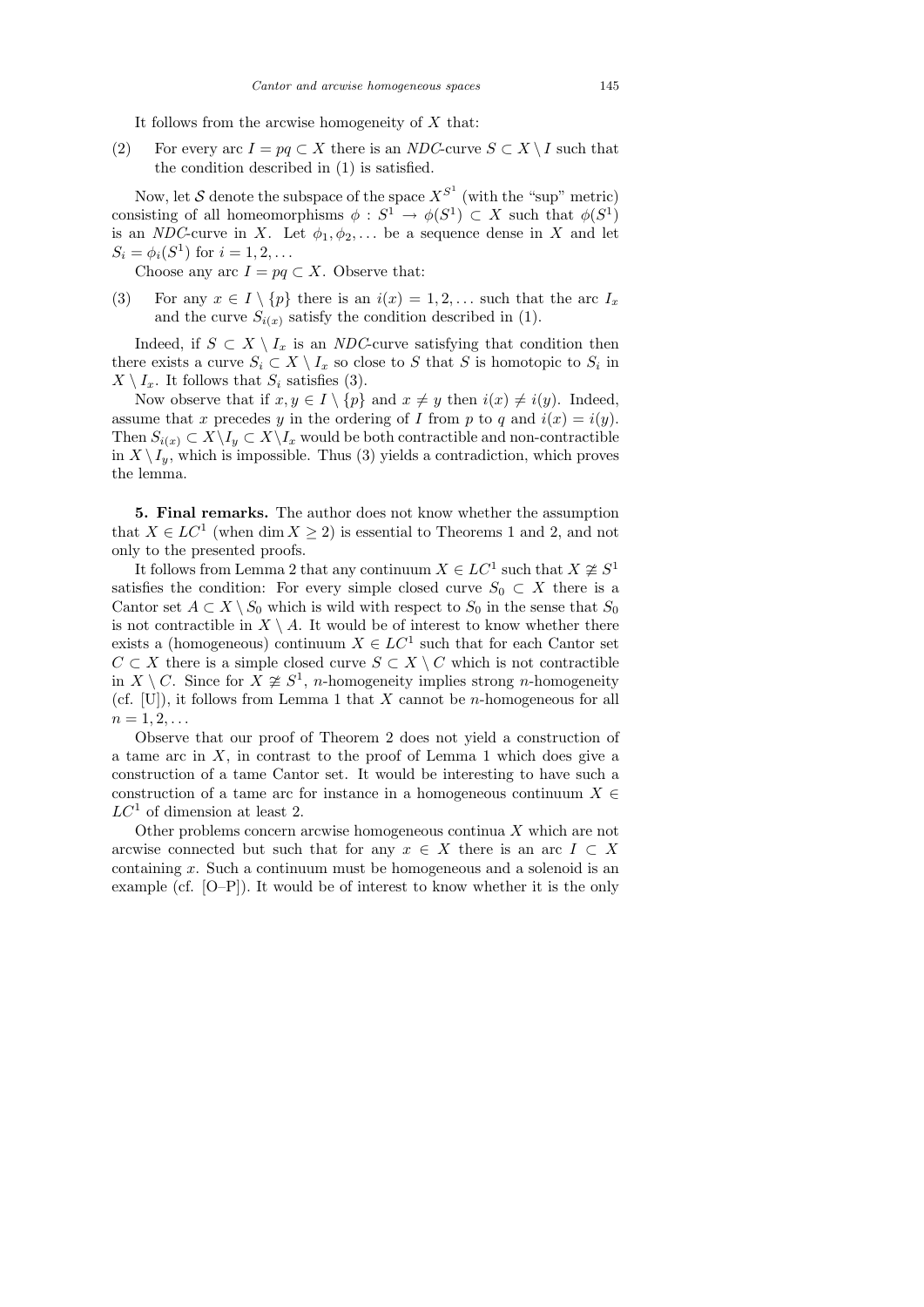It follows from the arcwise homogeneity of $X$ that:

(2) For every arc $I = pq \subset X$ there is an *NDC*-curve $S \subset X \setminus I$ such that the condition described in (1) is satisfied.

Now, let $\mathcal{S}$ denote the subspace of the space $X^{S^1}$ (with the "sup" metric) consisting of all homeomorphisms $\phi : S^1 \to \phi(S^1) \subset X$ such that $\phi(S^1)$ is an *NDC*-curve in $X$. Let $\phi_1, \phi_2, \ldots$ be a sequence dense in $X$ and let $S_i = \phi_i(S^1)$ for $i = 1, 2, \ldots$

Choose any arc $I = pq \subset X$. Observe that:

(3) For any $x \in I \setminus \{p\}$ there is an $i(x) = 1, 2, \ldots$ such that the arc $I_x$ and the curve $S_{i(x)}$ satisfy the condition described in (1).

Indeed, if $S \subset X \setminus I_x$ is an *NDC*-curve satisfying that condition then there exists a curve $S_i \subset X \setminus I_x$ so close to $S$ that $S$ is homotopic to $S_i$ in $X \setminus I_x$. It follows that $S_i$ satisfies (3).

Now observe that if $x, y \in I \setminus \{p\}$ and $x \neq y$ then $i(x) \neq i(y)$. Indeed, assume that $x$ precedes $y$ in the ordering of $I$ from $p$ to $q$ and $i(x) = i(y)$. Then $S_{i(x)} \subset X \setminus I_y \subset X \setminus I_x$ would be both contractible and non-contractible in $X \setminus I_y$, which is impossible. Thus (3) yields a contradiction, which proves the lemma.

**5. Final remarks.** The author does not know whether the assumption that $X \in LC^1$ (when $\dim X \geq 2$) is essential to Theorems 1 and 2, and not only to the presented proofs.

It follows from Lemma 2 that any continuum $X \in LC^1$ such that $X \not\cong S^1$ satisfies the condition: For every simple closed curve $S_0 \subset X$ there is a Cantor set $A \subset X \setminus S_0$ which is wild with respect to $S_0$ in the sense that $S_0$ is not contractible in $X \setminus A$. It would be of interest to know whether there exists a (homogeneous) continuum $X \in LC^1$ such that for each Cantor set $C \subset X$ there is a simple closed curve $S \subset X \setminus C$ which is not contractible in $X \setminus C$. Since for $X \not\cong S^1$, $n$-homogeneity implies strong $n$-homogeneity (cf. [U]), it follows from Lemma 1 that $X$ cannot be $n$-homogeneous for all $n = 1, 2, \ldots$

Observe that our proof of Theorem 2 does not yield a construction of a tame arc in $X$, in contrast to the proof of Lemma 1 which does give a construction of a tame Cantor set. It would be interesting to have such a construction of a tame arc for instance in a homogeneous continuum $X \in LC^1$ of dimension at least 2.

Other problems concern arcwise homogeneous continua $X$ which are not arcwise connected but such that for any $x \in X$ there is an arc $I \subset X$ containing $x$. Such a continuum must be homogeneous and a solenoid is an example (cf. [O–P]). It would be of interest to know whether it is the only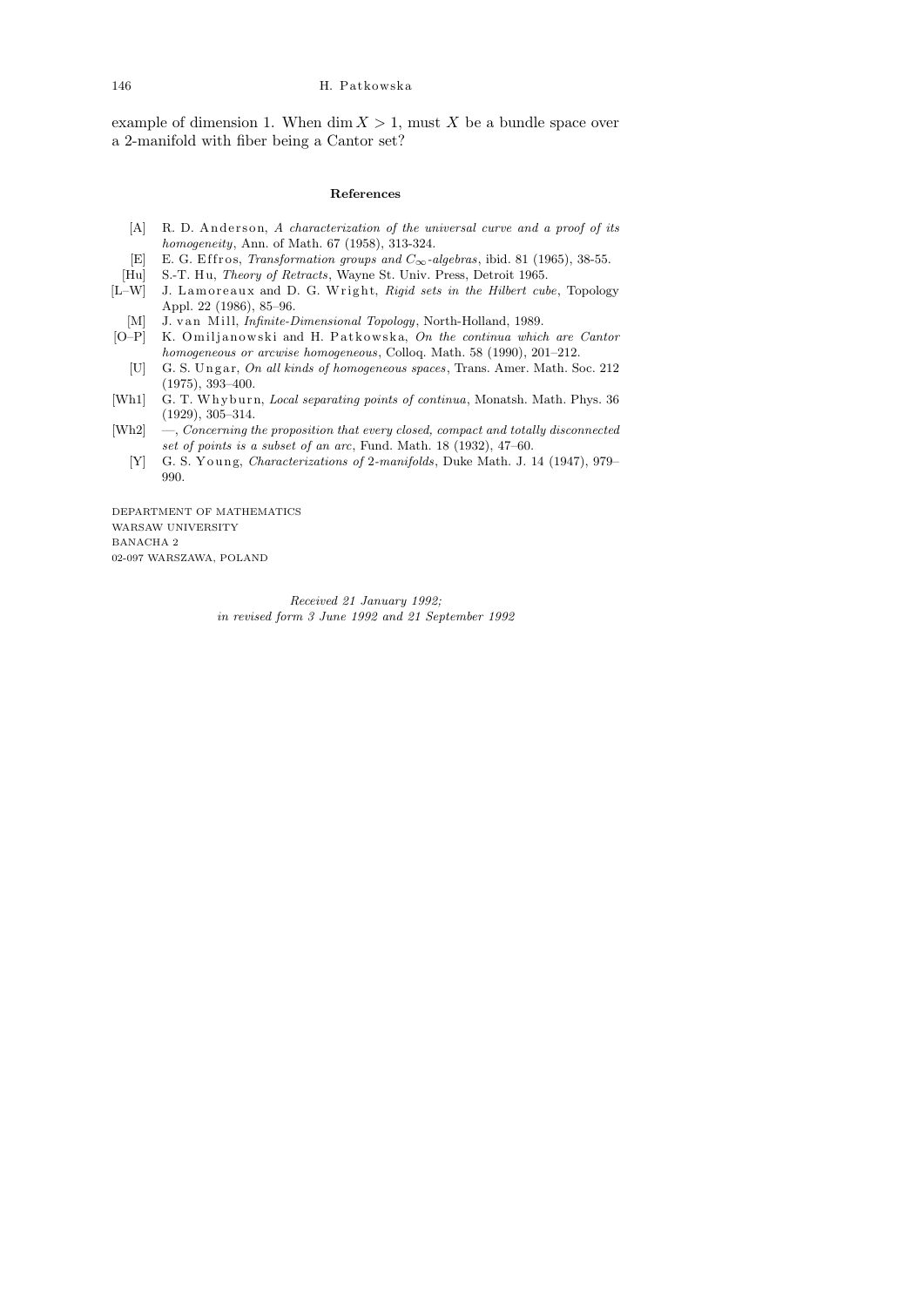example of dimension 1. When $\dim X > 1$, must $X$ be a bundle space over a 2-manifold with fiber being a Cantor set?

## References

[A] R. D. Anderson, *A characterization of the universal curve and a proof of its homogeneity*, Ann. of Math. 67 (1958), 313-324.

[E] E. G. Effros, *Transformation groups and $C_\infty$-algebras*, ibid. 81 (1965), 38-55.

[Hu] S.-T. Hu, *Theory of Retracts*, Wayne St. Univ. Press, Detroit 1965.

[L–W] J. Lamoreaux and D. G. Wright, *Rigid sets in the Hilbert cube*, Topology Appl. 22 (1986), 85–96.

[M] J. van Mill, *Infinite-Dimensional Topology*, North-Holland, 1989.

[O–P] K. Omiljanowski and H. Patkowska, *On the continua which are Cantor homogeneous or arcwise homogeneous*, Colloq. Math. 58 (1990), 201–212.

[U] G. S. Ungar, *On all kinds of homogeneous spaces*, Trans. Amer. Math. Soc. 212 (1975), 393–400.

[Wh1] G. T. Whyburn, *Local separating points of continua*, Monatsh. Math. Phys. 36 (1929), 305–314.

[Wh2] —, *Concerning the proposition that every closed, compact and totally disconnected set of points is a subset of an arc*, Fund. Math. 18 (1932), 47–60.

[Y] G. S. Young, *Characterizations of 2-manifolds*, Duke Math. J. 14 (1947), 979–990.

DEPARTMENT OF MATHEMATICS
WARSAW UNIVERSITY
BANACHA 2
02-097 WARSZAWA, POLAND

*Received 21 January 1992;*
*in revised form 3 June 1992 and 21 September 1992*